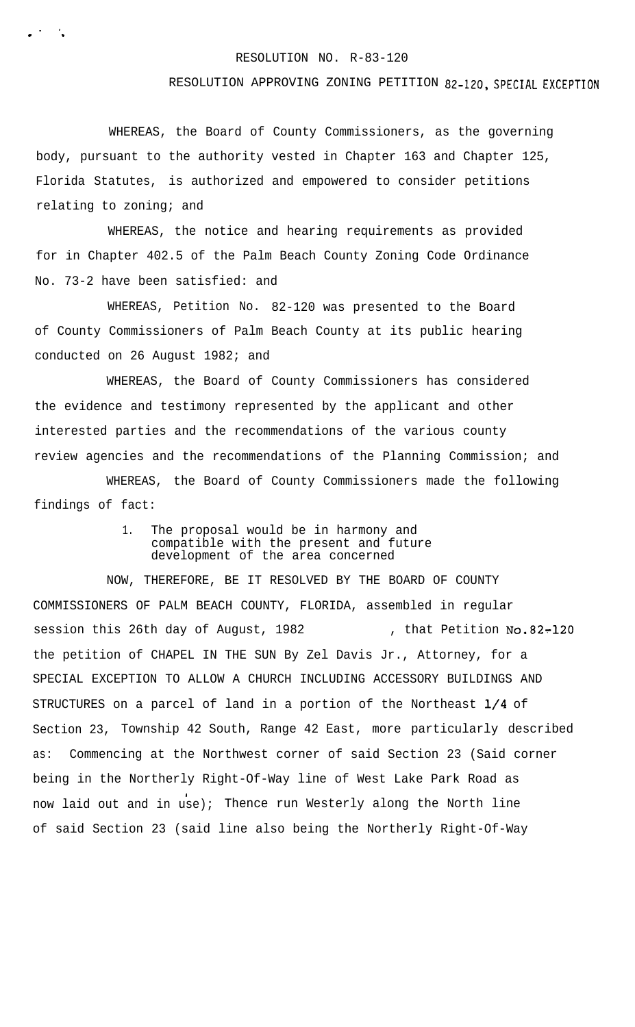# RESOLUTION NO. R-83-120

## RESOLUTION APPROVING ZONING PETITION 82-120, SPECIAL EXCEPTION

WHEREAS, the Board of County Commissioners, as the governing body, pursuant to the authority vested in Chapter 163 and Chapter 125, Florida Statutes, is authorized and empowered to consider petitions relating to zoning; and

WHEREAS, the notice and hearing requirements as provided for in Chapter 402.5 of the Palm Beach County Zoning Code Ordinance No. 73-2 have been satisfied: and

WHEREAS, Petition No. 82-120 was presented to the Board of County Commissioners of Palm Beach County at its public hearing conducted on 26 August 1982; and

WHEREAS, the Board of County Commissioners has considered the evidence and testimony represented by the applicant and other interested parties and the recommendations of the various county review agencies and the recommendations of the Planning Commission; and

WHEREAS, the Board of County Commissioners made the following findings of fact:

1. The proposal would be in harmony and compatible with the present and future development of the area concerned

NOW, THEREFORE, BE IT RESOLVED BY THE BOARD OF COUNTY COMMISSIONERS OF PALM BEACH COUNTY, FLORIDA, assembled in regular session this 26th day of August, 1982 , that Petition No.82-120 the petition of CHAPEL IN THE SUN By Zel Davis Jr., Attorney, for a SPECIAL EXCEPTION TO ALLOW A CHURCH INCLUDING ACCESSORY BUILDINGS AND STRUCTURES on a parcel of land in a portion of the Northeast 1/4 of Section 23, Township 42 South, Range 42 East, more particularly described as: Commencing at the Northwest corner of said Section 23 (Said corner being in the Northerly Right-Of-Way line of West Lake Park Road as now laid out and in use); Thence run Westerly along the North line of said Section 23 (said line also being the Northerly Right-Of-Way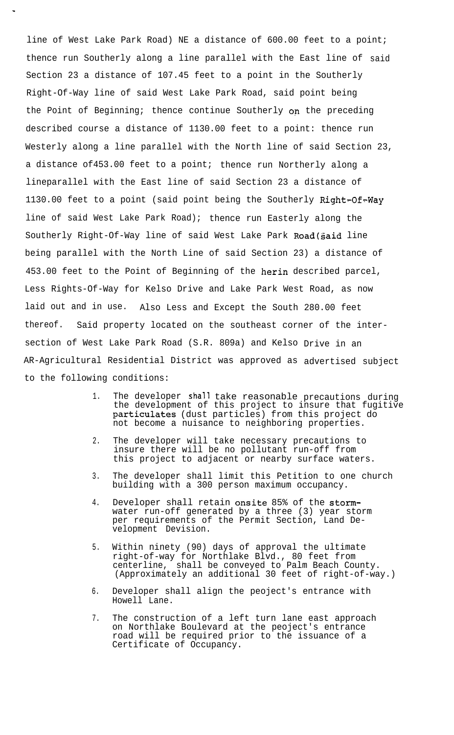line of West Lake Park Road) NE a distance of 600.00 feet to a point; thence run Southerly along a line parallel with the East line of said Section 23 a distance of 107.45 feet to a point in the Southerly Right-Of-Way line of said West Lake Park Road, said point being the Point of Beginning; thence continue Southerly on the preceding described course a distance of 1130.00 feet to a point: thence run Westerly along a line parallel with the North line of said Section 23, a distance of453.00 feet to a point; thence run Northerly along a lineparallel with the East line of said Section 23 a distance of 1130.00 feet to a point (said point being the Southerly Right-Of-Way line of said West Lake Park Road); thence run Easterly along the Southerly Right-Of-Way line of said West Lake Park Road(said line being parallel with the North Line of said Section 23) a distance of 453.00 feet to the Point of Beginning of the herin described parcel, Less Rights-Of-Way for Kelso Drive and Lake Park West Road, as now laid out and in use. Also Less and Except the South 280.00 feet thereof. Said property located on the southeast corner of the intersection of West Lake Park Road (S.R. 809a) and Kelso Drive in an AR-Agricultural Residential District was approved as advertised subject to the following conditions:

1. The developer shall take reasonable precautions during the development of this project to insure that fugitive particulates (dust particles) from this project do not become a nuisance to neighboring properties.

2. The developer will take necessary precautions to insure there will be no pollutant run-off from this project to adjacent or nearby surface waters.

3. The developer shall limit this Petition to one church building with a 300 person maximum occupancy.

4. Developer shall retain onsite 85% of the stormwater run-off generated by a three (3) year storm per requirements of the Permit Section, Land Development Devision.

5. Within ninety (90) days of approval the ultimate right-of-way for Northlake Blvd., 80 feet from centerline, shall be conveyed to Palm Beach County. (Approximately an additional 30 feet of right-of-way.)

6. Developer shall align the peoject's entrance with Howell Lane.

7. The construction of a left turn lane east approach on Northlake Boulevard at the peoject's entrance road will be required prior to the issuance of a Certificate of Occupancy.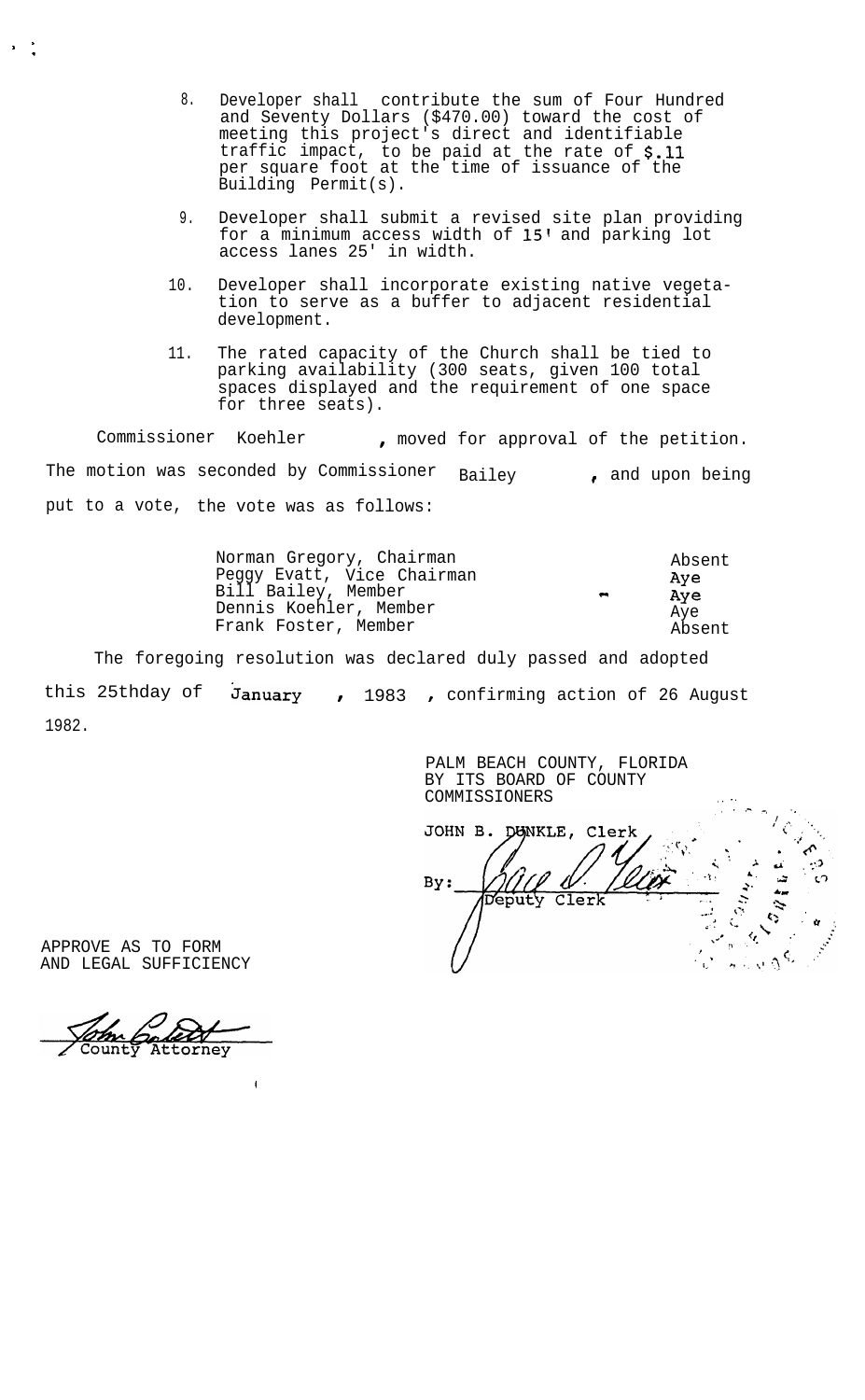8. Developer shall contribute the sum of Four Hundred and Seventy Dollars ($470.00) toward the cost of meeting this project's direct and identifiable traffic impact, to be paid at the rate of $.11 per square foot at the time of issuance of the Building Permit(s).

9. Developer shall submit a revised site plan providing for a minimum access width of 15' and parking lot access lanes 25' in width.

10. Developer shall incorporate existing native vegetation to serve as a buffer to adjacent residential development.

11. The rated capacity of the Church shall be tied to parking availability (300 seats, given 100 total spaces displayed and the requirement of one space for three seats).

Commissioner Koehler, moved for approval of the petition. The motion was seconded by Commissioner Bailey, and upon being put to a vote, the vote was as follows:

| | |
|---|---|
| Norman Gregory, Chairman | Absent |
| Peggy Evatt, Vice Chairman | Aye |
| Bill Bailey, Member | Aye |
| Dennis Koehler, Member | Aye |
| Frank Foster, Member | Absent |

The foregoing resolution was declared duly passed and adopted this 25thday of January, 1983, confirming action of 26 August 1982.

PALM BEACH COUNTY, FLORIDA
BY ITS BOARD OF COUNTY COMMISSIONERS

JOHN B. DUNKLE, Clerk

By: ______________________
Deputy Clerk

APPROVE AS TO FORM
AND LEGAL SUFFICIENCY

______________________
County Attorney